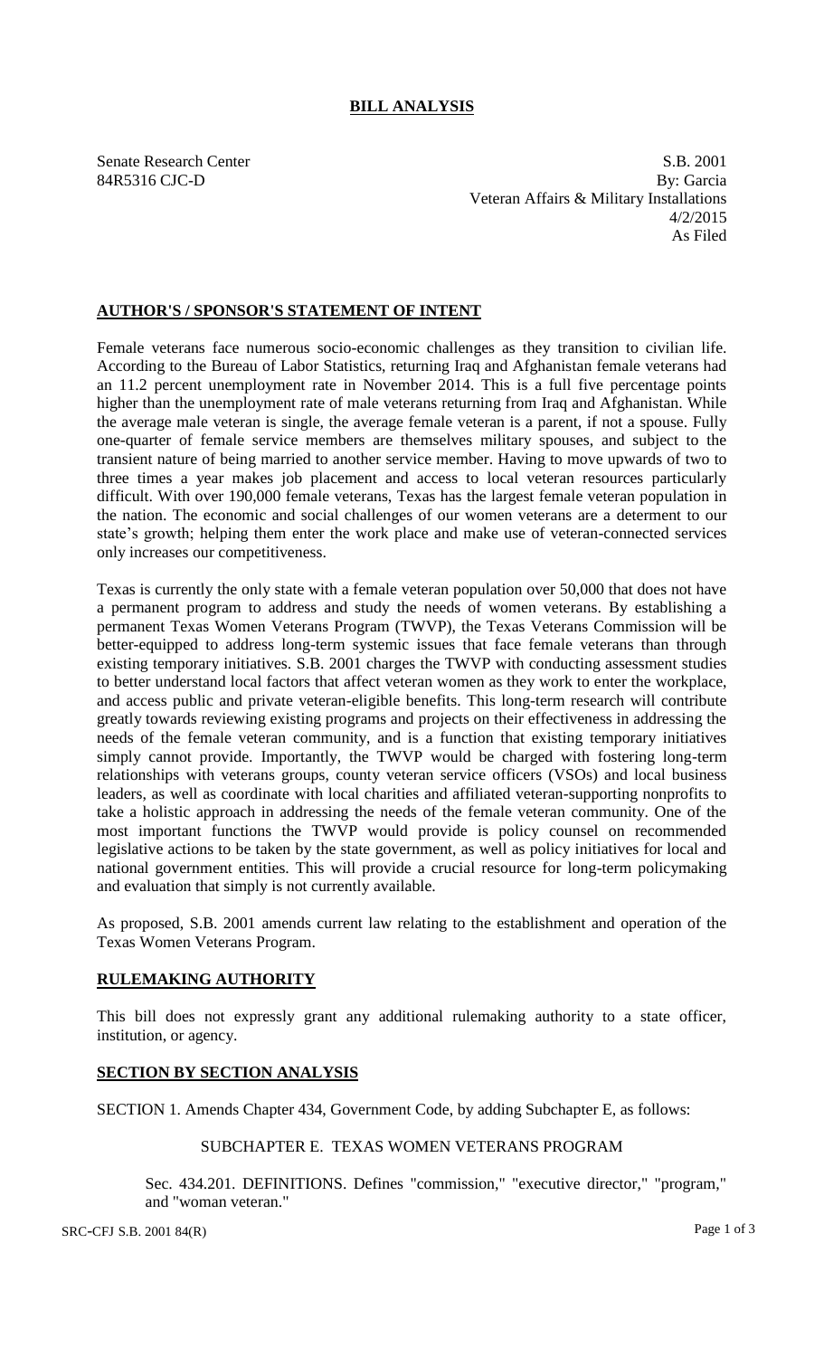# BILL ANALYSIS

Senate Research Center
84R5316 CJC-D

S.B. 2001
By: Garcia
Veteran Affairs & Military Installations
4/2/2015
As Filed

## AUTHOR'S / SPONSOR'S STATEMENT OF INTENT

Female veterans face numerous socio-economic challenges as they transition to civilian life. According to the Bureau of Labor Statistics, returning Iraq and Afghanistan female veterans had an 11.2 percent unemployment rate in November 2014. This is a full five percentage points higher than the unemployment rate of male veterans returning from Iraq and Afghanistan. While the average male veteran is single, the average female veteran is a parent, if not a spouse. Fully one-quarter of female service members are themselves military spouses, and subject to the transient nature of being married to another service member. Having to move upwards of two to three times a year makes job placement and access to local veteran resources particularly difficult. With over 190,000 female veterans, Texas has the largest female veteran population in the nation. The economic and social challenges of our women veterans are a determent to our state's growth; helping them enter the work place and make use of veteran-connected services only increases our competitiveness.

Texas is currently the only state with a female veteran population over 50,000 that does not have a permanent program to address and study the needs of women veterans. By establishing a permanent Texas Women Veterans Program (TWVP), the Texas Veterans Commission will be better-equipped to address long-term systemic issues that face female veterans than through existing temporary initiatives. S.B. 2001 charges the TWVP with conducting assessment studies to better understand local factors that affect veteran women as they work to enter the workplace, and access public and private veteran-eligible benefits. This long-term research will contribute greatly towards reviewing existing programs and projects on their effectiveness in addressing the needs of the female veteran community, and is a function that existing temporary initiatives simply cannot provide. Importantly, the TWVP would be charged with fostering long-term relationships with veterans groups, county veteran service officers (VSOs) and local business leaders, as well as coordinate with local charities and affiliated veteran-supporting nonprofits to take a holistic approach in addressing the needs of the female veteran community. One of the most important functions the TWVP would provide is policy counsel on recommended legislative actions to be taken by the state government, as well as policy initiatives for local and national government entities. This will provide a crucial resource for long-term policymaking and evaluation that simply is not currently available.

As proposed, S.B. 2001 amends current law relating to the establishment and operation of the Texas Women Veterans Program.

## RULEMAKING AUTHORITY

This bill does not expressly grant any additional rulemaking authority to a state officer, institution, or agency.

## SECTION BY SECTION ANALYSIS

SECTION 1. Amends Chapter 434, Government Code, by adding Subchapter E, as follows:

SUBCHAPTER E. TEXAS WOMEN VETERANS PROGRAM

Sec. 434.201. DEFINITIONS. Defines "commission," "executive director," "program," and "woman veteran."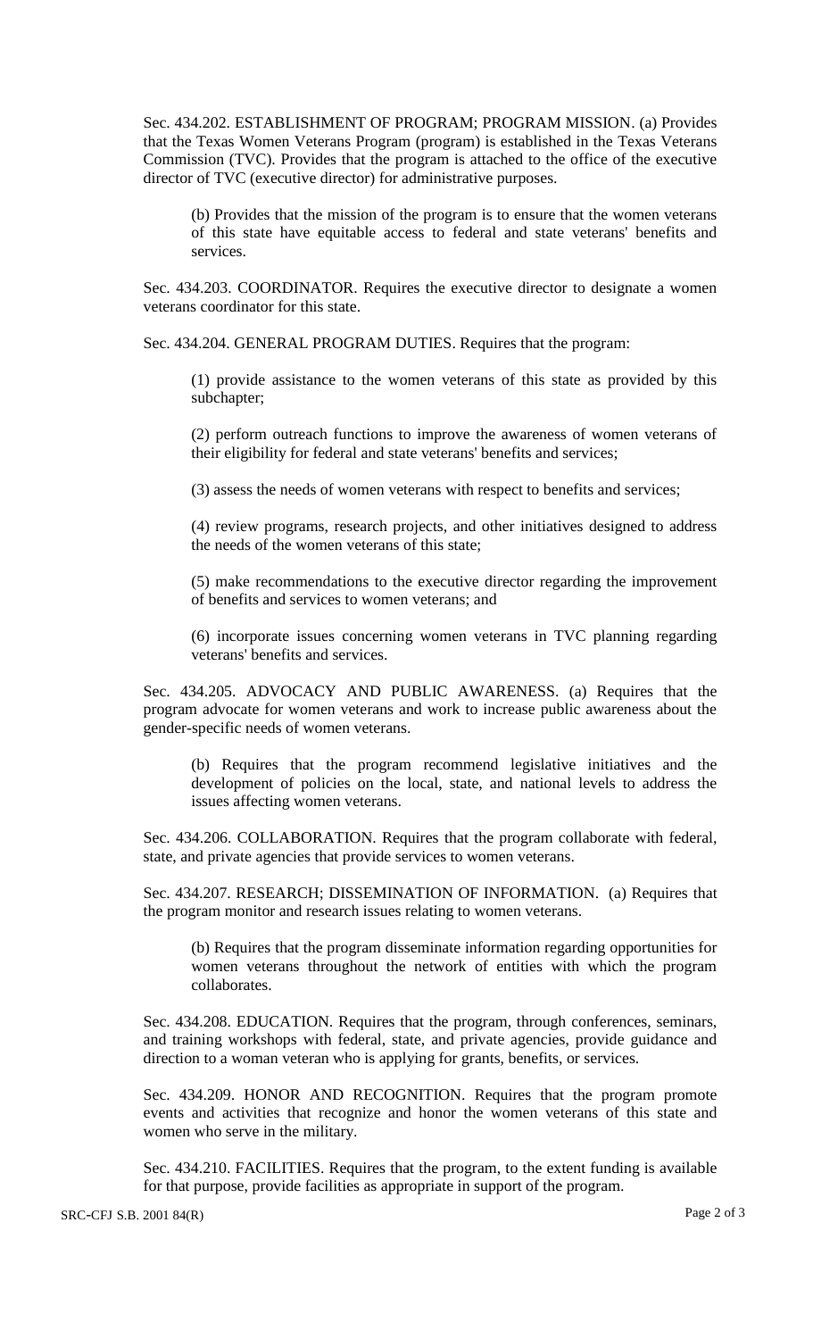Sec. 434.202. ESTABLISHMENT OF PROGRAM; PROGRAM MISSION. (a) Provides that the Texas Women Veterans Program (program) is established in the Texas Veterans Commission (TVC). Provides that the program is attached to the office of the executive director of TVC (executive director) for administrative purposes.

(b) Provides that the mission of the program is to ensure that the women veterans of this state have equitable access to federal and state veterans' benefits and services.

Sec. 434.203. COORDINATOR. Requires the executive director to designate a women veterans coordinator for this state.

Sec. 434.204. GENERAL PROGRAM DUTIES. Requires that the program:

(1) provide assistance to the women veterans of this state as provided by this subchapter;

(2) perform outreach functions to improve the awareness of women veterans of their eligibility for federal and state veterans' benefits and services;

(3) assess the needs of women veterans with respect to benefits and services;

(4) review programs, research projects, and other initiatives designed to address the needs of the women veterans of this state;

(5) make recommendations to the executive director regarding the improvement of benefits and services to women veterans; and

(6) incorporate issues concerning women veterans in TVC planning regarding veterans' benefits and services.

Sec. 434.205. ADVOCACY AND PUBLIC AWARENESS. (a) Requires that the program advocate for women veterans and work to increase public awareness about the gender-specific needs of women veterans.

(b) Requires that the program recommend legislative initiatives and the development of policies on the local, state, and national levels to address the issues affecting women veterans.

Sec. 434.206. COLLABORATION. Requires that the program collaborate with federal, state, and private agencies that provide services to women veterans.

Sec. 434.207. RESEARCH; DISSEMINATION OF INFORMATION. (a) Requires that the program monitor and research issues relating to women veterans.

(b) Requires that the program disseminate information regarding opportunities for women veterans throughout the network of entities with which the program collaborates.

Sec. 434.208. EDUCATION. Requires that the program, through conferences, seminars, and training workshops with federal, state, and private agencies, provide guidance and direction to a woman veteran who is applying for grants, benefits, or services.

Sec. 434.209. HONOR AND RECOGNITION. Requires that the program promote events and activities that recognize and honor the women veterans of this state and women who serve in the military.

Sec. 434.210. FACILITIES. Requires that the program, to the extent funding is available for that purpose, provide facilities as appropriate in support of the program.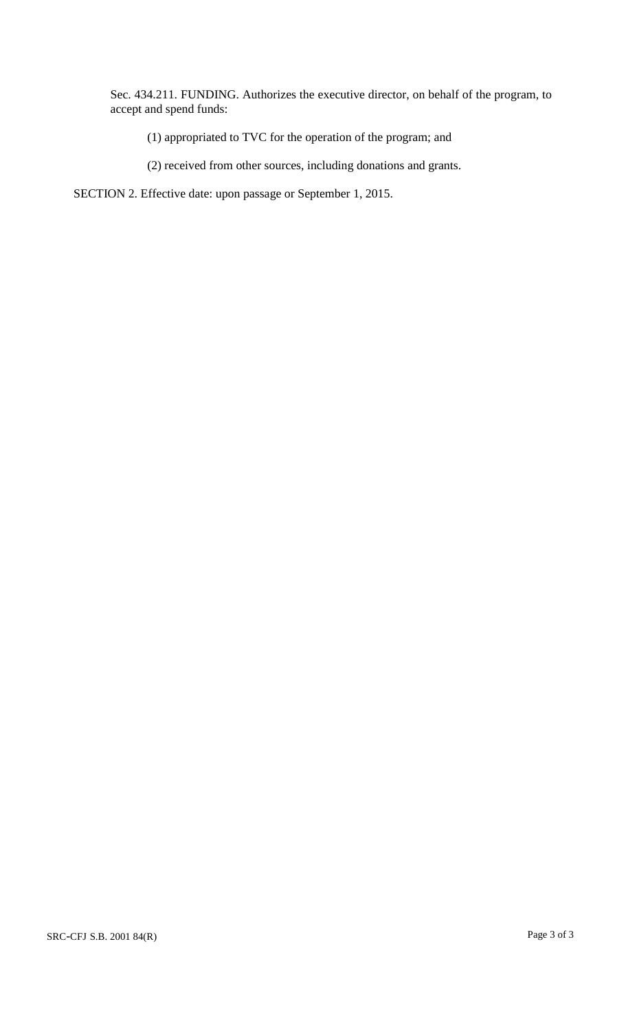Sec. 434.211. FUNDING. Authorizes the executive director, on behalf of the program, to accept and spend funds:

(1) appropriated to TVC for the operation of the program; and

(2) received from other sources, including donations and grants.

SECTION 2. Effective date: upon passage or September 1, 2015.